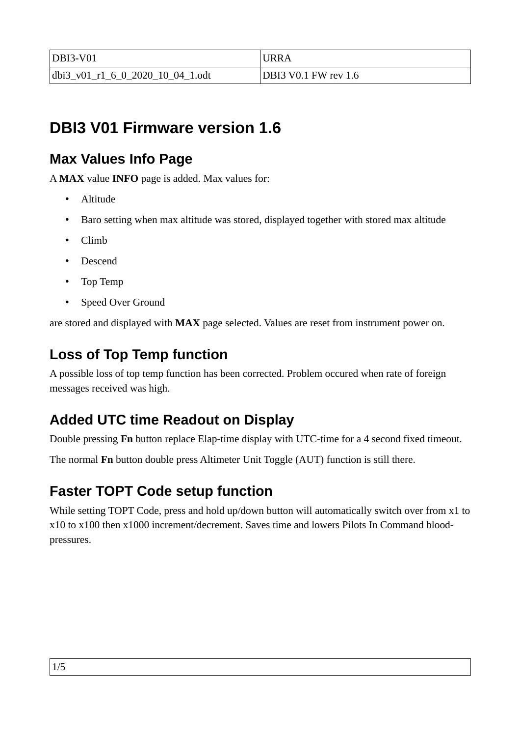| DBI3-V01 | URRA |
|---|---|
| dbi3_v01_r1_6_0_2020_10_04_1.odt | DBI3 V0.1 FW rev 1.6 |

# DBI3 V01 Firmware version 1.6

## Max Values Info Page

A **MAX** value **INFO** page is added. Max values for:

- Altitude
- Baro setting when max altitude was stored, displayed together with stored max altitude
- Climb
- Descend
- Top Temp
- Speed Over Ground

are stored and displayed with **MAX** page selected. Values are reset from instrument power on.

## Loss of Top Temp function

A possible loss of top temp function has been corrected. Problem occured when rate of foreign messages received was high.

## Added UTC time Readout on Display

Double pressing **Fn** button replace Elap-time display with UTC-time for a 4 second fixed timeout.

The normal **Fn** button double press Altimeter Unit Toggle (AUT) function is still there.

## Faster TOPT Code setup function

While setting TOPT Code, press and hold up/down button will automatically switch over from x1 to x10 to x100 then x1000 increment/decrement. Saves time and lowers Pilots In Command blood-pressures.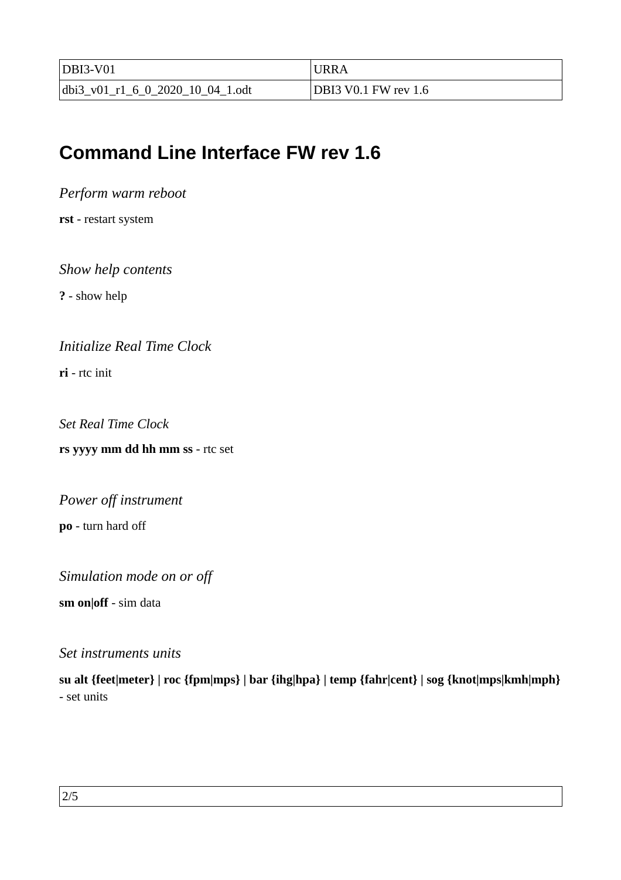# Command Line Interface FW rev 1.6

*Perform warm reboot*

**rst** - restart system

*Show help contents*

**?** - show help

*Initialize Real Time Clock*

**ri** - rtc init

*Set Real Time Clock*

**rs yyyy mm dd hh mm ss** - rtc set

*Power off instrument*

**po** - turn hard off

*Simulation mode on or off*

**sm on|off** - sim data

*Set instruments units*

**su alt {feet|meter} | roc {fpm|mps} | bar {ihg|hpa} | temp {fahr|cent} | sog {knot|mps|kmh|mph}** - set units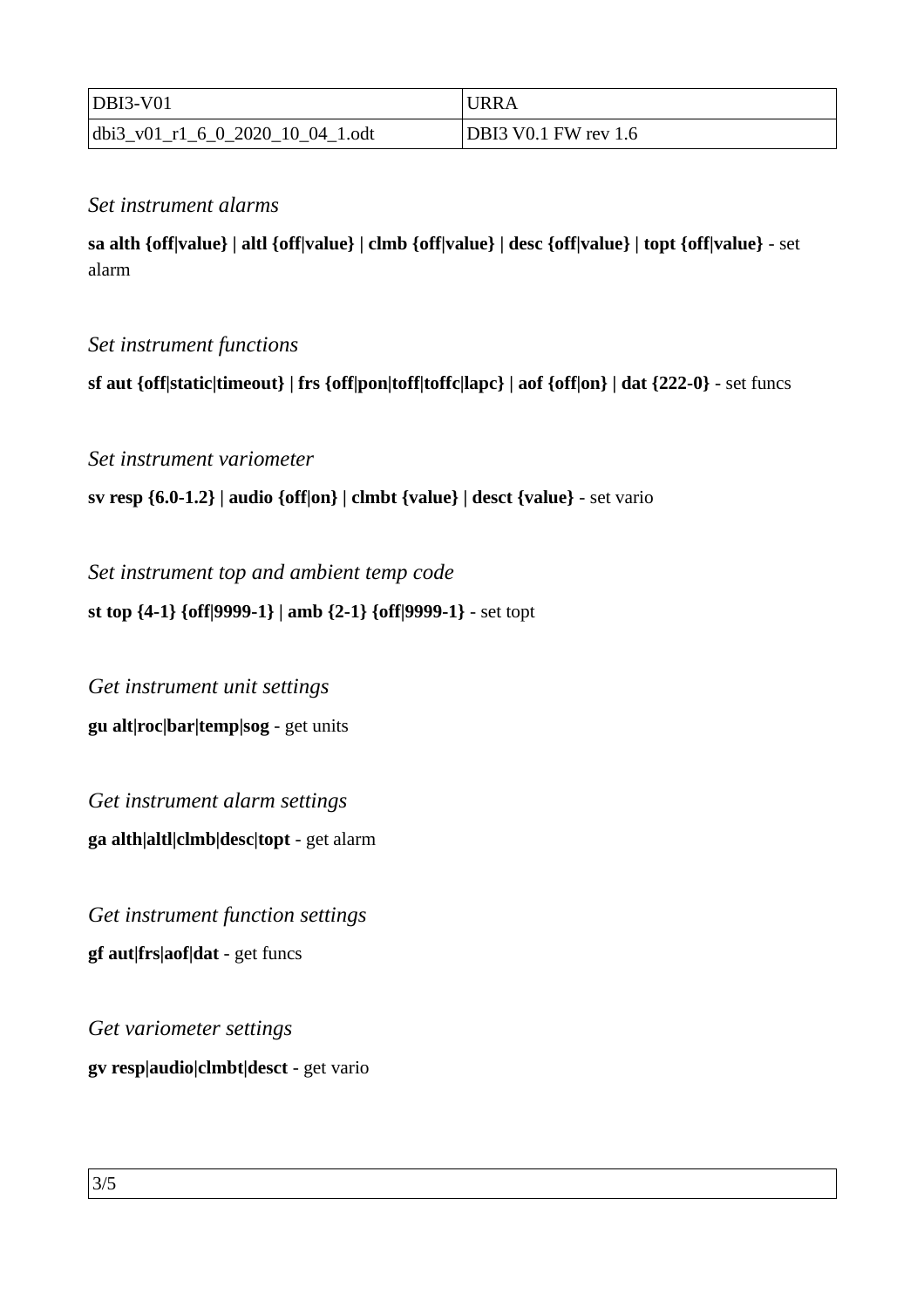*Set instrument alarms*

**sa alth {off|value} | altl {off|value} | clmb {off|value} | desc {off|value} | topt {off|value}** - set alarm

*Set instrument functions*

**sf aut {off|static|timeout} | frs {off|pon|toff|toffc|lapc} | aof {off|on} | dat {222-0}** - set funcs

*Set instrument variometer*

**sv resp {6.0-1.2} | audio {off|on} | clmbt {value} | desct {value}** - set vario

*Set instrument top and ambient temp code*

**st top {4-1} {off|9999-1} | amb {2-1} {off|9999-1}** - set topt

*Get instrument unit settings*

**gu alt|roc|bar|temp|sog** - get units

*Get instrument alarm settings*

**ga alth|altl|clmb|desc|topt** - get alarm

*Get instrument function settings*

**gf aut|frs|aof|dat** - get funcs

*Get variometer settings*

**gv resp|audio|clmbt|desct** - get vario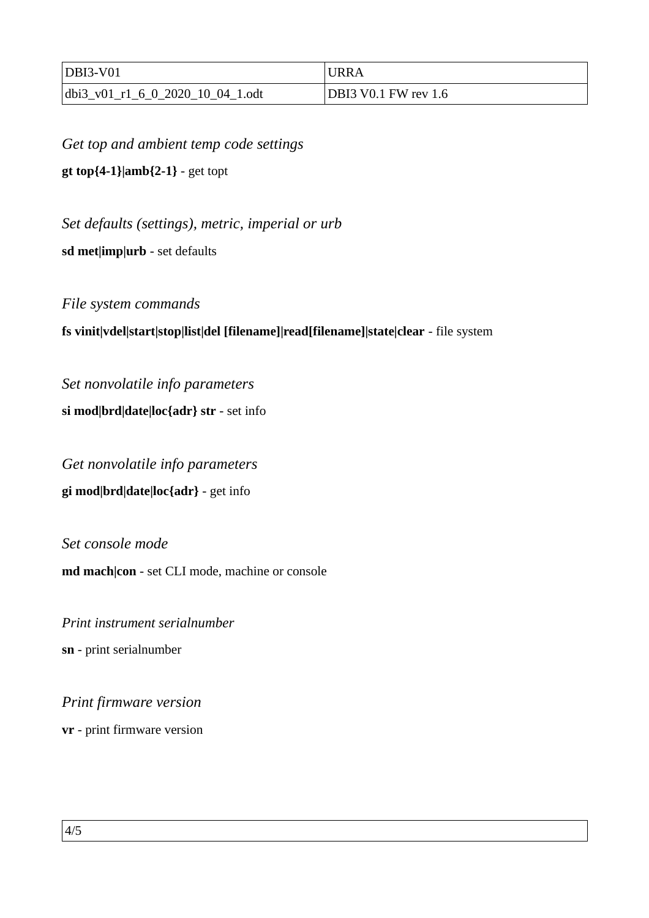*Get top and ambient temp code settings*

**gt top{4-1}|amb{2-1}** - get topt

*Set defaults (settings), metric, imperial or urb*

**sd met|imp|urb** - set defaults

*File system commands*

**fs vinit|vdel|start|stop|list|del [filename]|read[filename]|state|clear** - file system

*Set nonvolatile info parameters*

**si mod|brd|date|loc{adr} str** - set info

*Get nonvolatile info parameters*

**gi mod|brd|date|loc{adr}** - get info

*Set console mode*

**md mach|con** - set CLI mode, machine or console

*Print instrument serialnumber*

**sn** - print serialnumber

*Print firmware version*

**vr** - print firmware version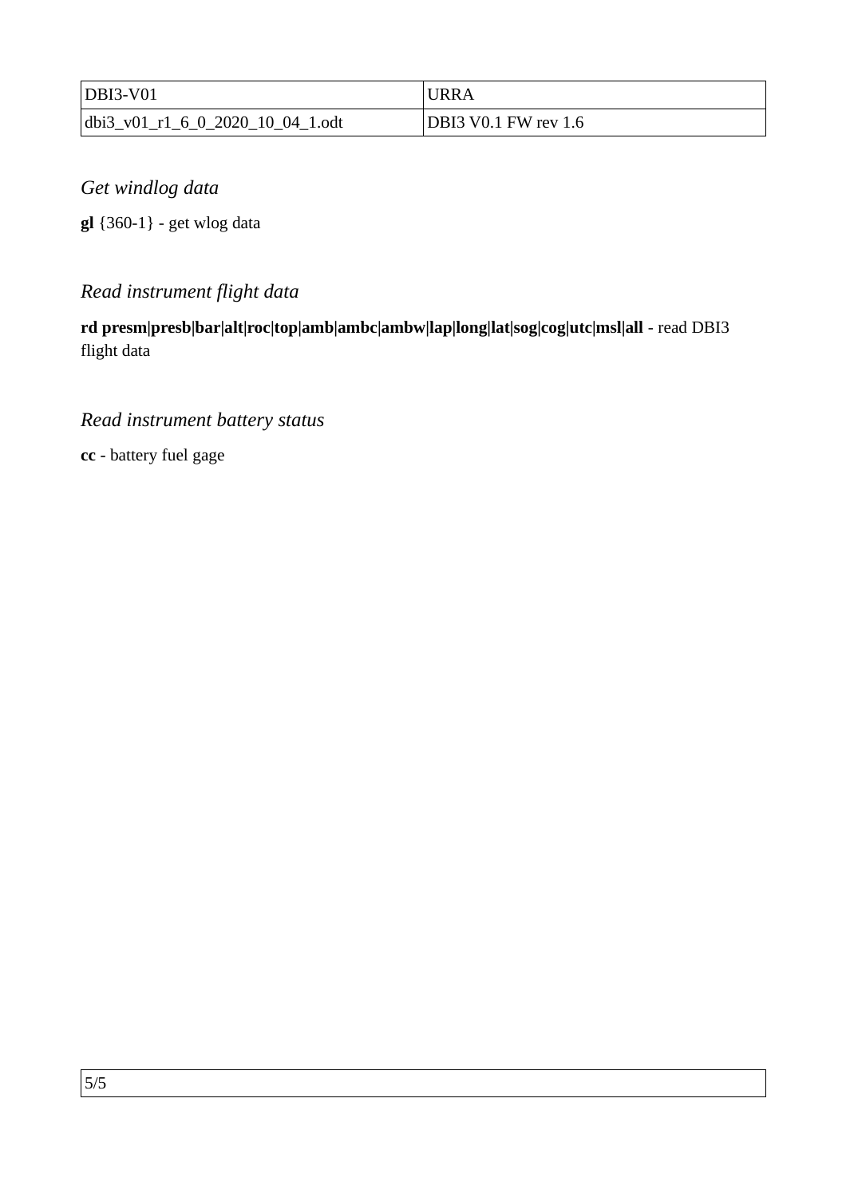*Get windlog data*

**gl** {360-1} - get wlog data

*Read instrument flight data*

**rd presm|presb|bar|alt|roc|top|amb|ambc|ambw|lap|long|lat|sog|cog|utc|msl|all** - read DBI3 flight data

*Read instrument battery status*

**cc** - battery fuel gage